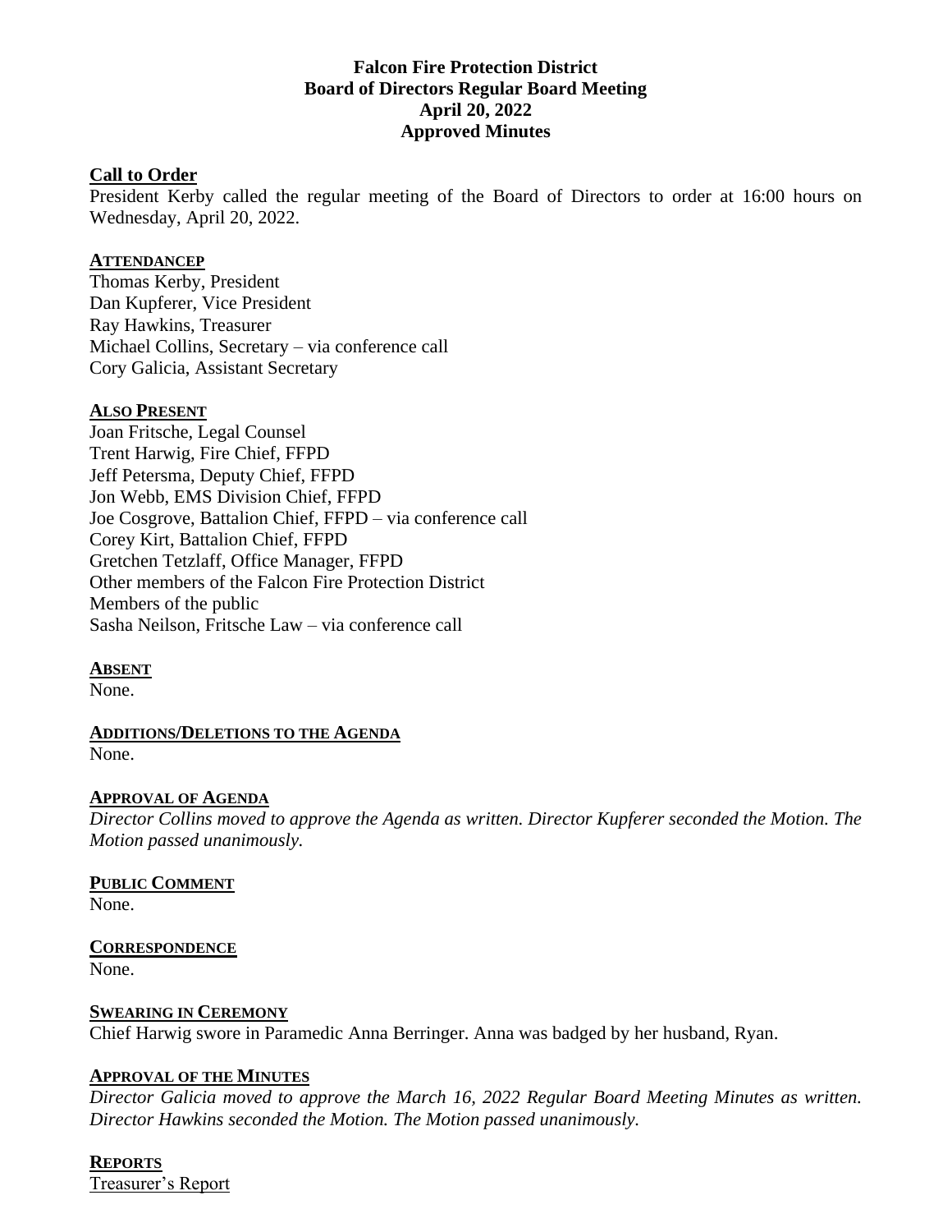# Falcon Fire Protection District
## Board of Directors Regular Board Meeting
## April 20, 2022
## Approved Minutes

### Call to Order

President Kerby called the regular meeting of the Board of Directors to order at 16:00 hours on Wednesday, April 20, 2022.

**ATTENDANCEP**

Thomas Kerby, President
Dan Kupferer, Vice President
Ray Hawkins, Treasurer
Michael Collins, Secretary – via conference call
Cory Galicia, Assistant Secretary

**ALSO PRESENT**

Joan Fritsche, Legal Counsel
Trent Harwig, Fire Chief, FFPD
Jeff Petersma, Deputy Chief, FFPD
Jon Webb, EMS Division Chief, FFPD
Joe Cosgrove, Battalion Chief, FFPD – via conference call
Corey Kirt, Battalion Chief, FFPD
Gretchen Tetzlaff, Office Manager, FFPD
Other members of the Falcon Fire Protection District
Members of the public
Sasha Neilson, Fritsche Law – via conference call

**ABSENT**

None.

**ADDITIONS/DELETIONS TO THE AGENDA**

None.

**APPROVAL OF AGENDA**

*Director Collins moved to approve the Agenda as written. Director Kupferer seconded the Motion. The Motion passed unanimously.*

**PUBLIC COMMENT**

None.

**CORRESPONDENCE**

None.

**SWEARING IN CEREMONY**

Chief Harwig swore in Paramedic Anna Berringer. Anna was badged by her husband, Ryan.

**APPROVAL OF THE MINUTES**

*Director Galicia moved to approve the March 16, 2022 Regular Board Meeting Minutes as written. Director Hawkins seconded the Motion. The Motion passed unanimously.*

**REPORTS**

Treasurer's Report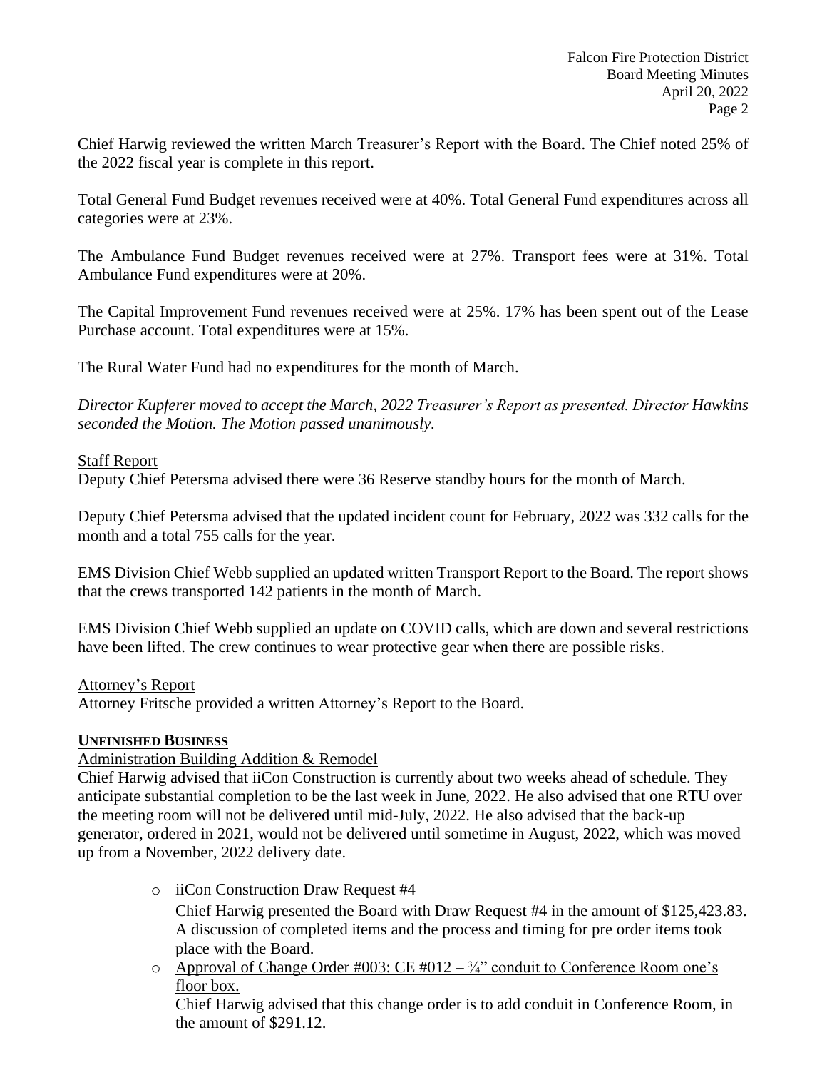Chief Harwig reviewed the written March Treasurer's Report with the Board. The Chief noted 25% of the 2022 fiscal year is complete in this report.

Total General Fund Budget revenues received were at 40%. Total General Fund expenditures across all categories were at 23%.

The Ambulance Fund Budget revenues received were at 27%. Transport fees were at 31%. Total Ambulance Fund expenditures were at 20%.

The Capital Improvement Fund revenues received were at 25%. 17% has been spent out of the Lease Purchase account. Total expenditures were at 15%.

The Rural Water Fund had no expenditures for the month of March.

*Director Kupferer moved to accept the March, 2022 Treasurer's Report as presented. Director Hawkins seconded the Motion. The Motion passed unanimously.*

<u>Staff Report</u>

Deputy Chief Petersma advised there were 36 Reserve standby hours for the month of March.

Deputy Chief Petersma advised that the updated incident count for February, 2022 was 332 calls for the month and a total 755 calls for the year.

EMS Division Chief Webb supplied an updated written Transport Report to the Board. The report shows that the crews transported 142 patients in the month of March.

EMS Division Chief Webb supplied an update on COVID calls, which are down and several restrictions have been lifted. The crew continues to wear protective gear when there are possible risks.

<u>Attorney's Report</u>

Attorney Fritsche provided a written Attorney's Report to the Board.

**UNFINISHED BUSINESS**

<u>Administration Building Addition & Remodel</u>

Chief Harwig advised that iiCon Construction is currently about two weeks ahead of schedule. They anticipate substantial completion to be the last week in June, 2022. He also advised that one RTU over the meeting room will not be delivered until mid-July, 2022. He also advised that the back-up generator, ordered in 2021, would not be delivered until sometime in August, 2022, which was moved up from a November, 2022 delivery date.

- <u>iiCon Construction Draw Request #4</u>

  Chief Harwig presented the Board with Draw Request #4 in the amount of $125,423.83. A discussion of completed items and the process and timing for pre order items took place with the Board.

- <u>Approval of Change Order #003: CE #012 – ¾" conduit to Conference Room one's floor box.</u>

  Chief Harwig advised that this change order is to add conduit in Conference Room, in the amount of $291.12.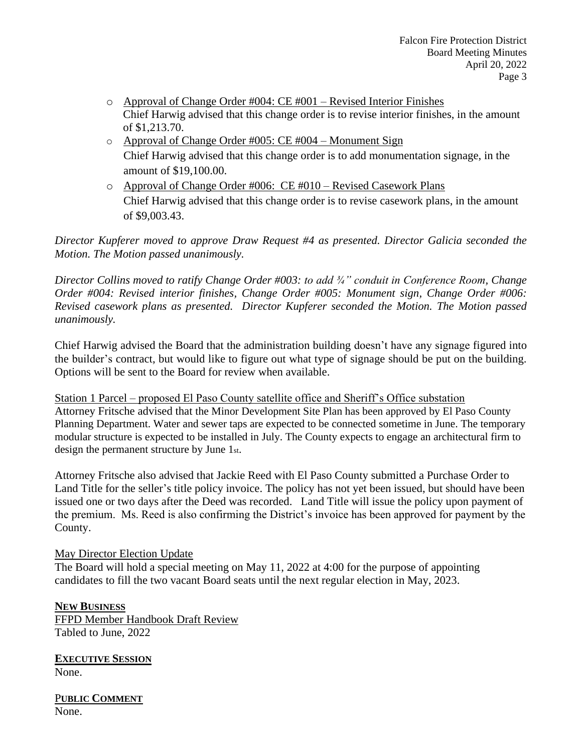- Approval of Change Order #004: CE #001 – Revised Interior Finishes
  Chief Harwig advised that this change order is to revise interior finishes, in the amount of $1,213.70.
- Approval of Change Order #005: CE #004 – Monument Sign
  Chief Harwig advised that this change order is to add monumentation signage, in the amount of $19,100.00.
- Approval of Change Order #006: CE #010 – Revised Casework Plans
  Chief Harwig advised that this change order is to revise casework plans, in the amount of $9,003.43.

*Director Kupferer moved to approve Draw Request #4 as presented. Director Galicia seconded the Motion. The Motion passed unanimously.*

*Director Collins moved to ratify Change Order #003: to add ¾" conduit in Conference Room, Change Order #004: Revised interior finishes, Change Order #005: Monument sign, Change Order #006: Revised casework plans as presented. Director Kupferer seconded the Motion. The Motion passed unanimously.*

Chief Harwig advised the Board that the administration building doesn't have any signage figured into the builder's contract, but would like to figure out what type of signage should be put on the building. Options will be sent to the Board for review when available.

Station 1 Parcel – proposed El Paso County satellite office and Sheriff's Office substation

Attorney Fritsche advised that the Minor Development Site Plan has been approved by El Paso County Planning Department. Water and sewer taps are expected to be connected sometime in June. The temporary modular structure is expected to be installed in July. The County expects to engage an architectural firm to design the permanent structure by June 1st.

Attorney Fritsche also advised that Jackie Reed with El Paso County submitted a Purchase Order to Land Title for the seller's title policy invoice. The policy has not yet been issued, but should have been issued one or two days after the Deed was recorded. Land Title will issue the policy upon payment of the premium. Ms. Reed is also confirming the District's invoice has been approved for payment by the County.

May Director Election Update

The Board will hold a special meeting on May 11, 2022 at 4:00 for the purpose of appointing candidates to fill the two vacant Board seats until the next regular election in May, 2023.

**NEW BUSINESS**

FFPD Member Handbook Draft Review

Tabled to June, 2022

**EXECUTIVE SESSION**

None.

**PUBLIC COMMENT**

None.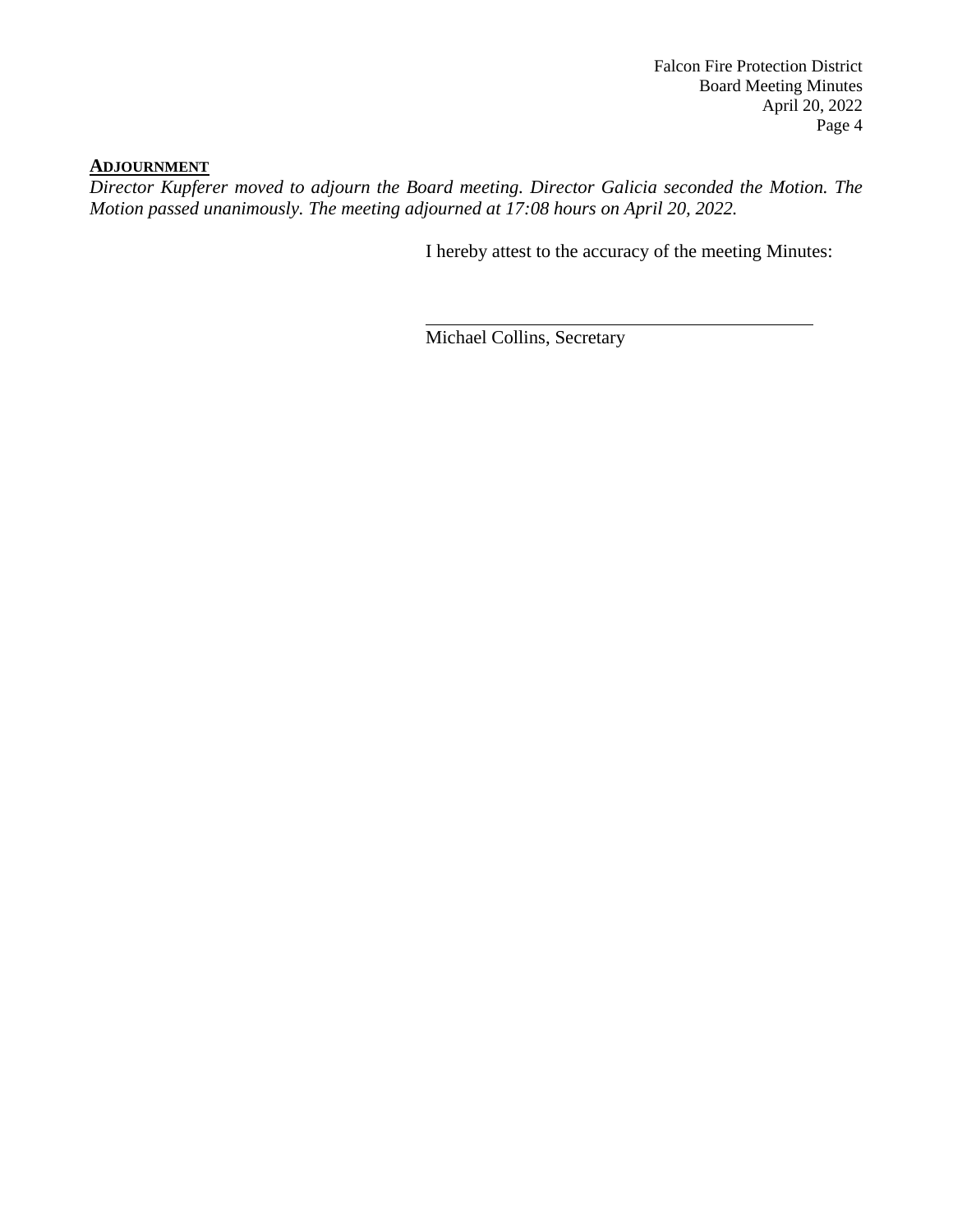**ADJOURNMENT**

*Director Kupferer moved to adjourn the Board meeting. Director Galicia seconded the Motion. The Motion passed unanimously. The meeting adjourned at 17:08 hours on April 20, 2022.*

I hereby attest to the accuracy of the meeting Minutes:

\_\_\_\_\_\_\_\_\_\_\_\_\_\_\_\_\_\_\_\_\_\_\_\_\_\_\_\_\_\_\_\_\_\_\_\_\_\_\_\_

Michael Collins, Secretary